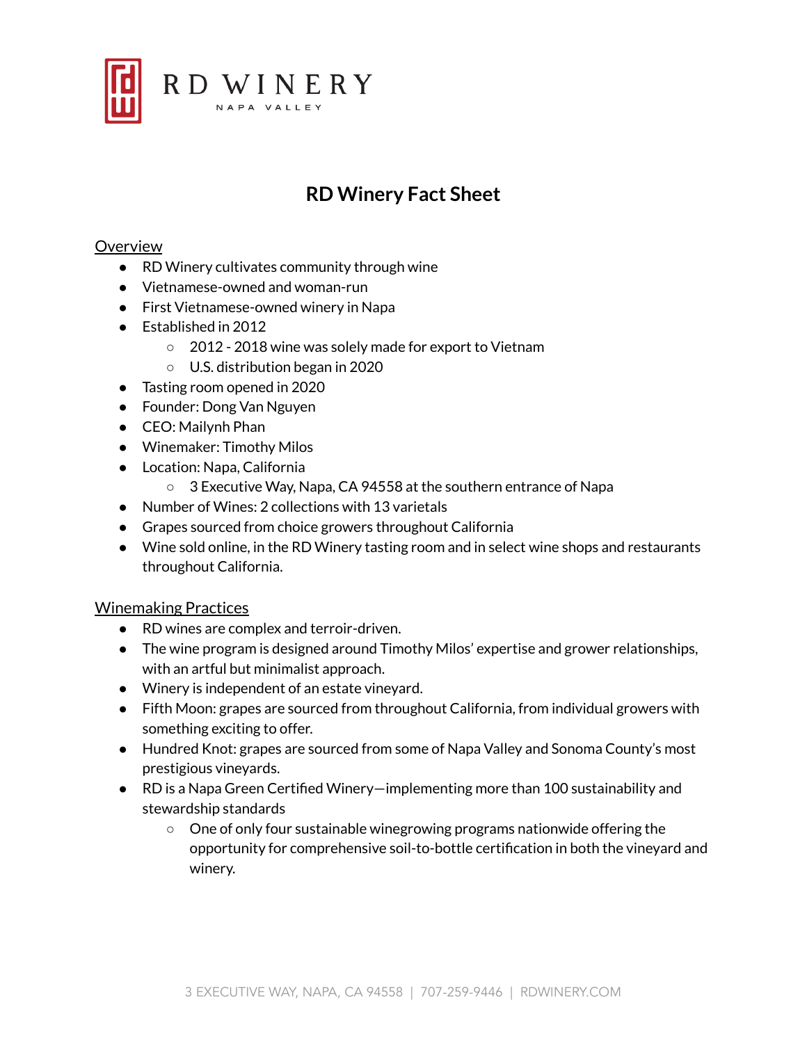RD WINERY
NAPA VALLEY

# RD Winery Fact Sheet

## Overview

- RD Winery cultivates community through wine
- Vietnamese-owned and woman-run
- First Vietnamese-owned winery in Napa
- Established in 2012
  - 2012 - 2018 wine was solely made for export to Vietnam
  - U.S. distribution began in 2020
- Tasting room opened in 2020
- Founder: Dong Van Nguyen
- CEO: Mailynh Phan
- Winemaker: Timothy Milos
- Location: Napa, California
  - 3 Executive Way, Napa, CA 94558 at the southern entrance of Napa
- Number of Wines: 2 collections with 13 varietals
- Grapes sourced from choice growers throughout California
- Wine sold online, in the RD Winery tasting room and in select wine shops and restaurants throughout California.

## Winemaking Practices

- RD wines are complex and terroir-driven.
- The wine program is designed around Timothy Milos' expertise and grower relationships, with an artful but minimalist approach.
- Winery is independent of an estate vineyard.
- Fifth Moon: grapes are sourced from throughout California, from individual growers with something exciting to offer.
- Hundred Knot: grapes are sourced from some of Napa Valley and Sonoma County's most prestigious vineyards.
- RD is a Napa Green Certified Winery—implementing more than 100 sustainability and stewardship standards
  - One of only four sustainable winegrowing programs nationwide offering the opportunity for comprehensive soil-to-bottle certification in both the vineyard and winery.

3 EXECUTIVE WAY, NAPA, CA 94558 | 707-259-9446 | RDWINERY.COM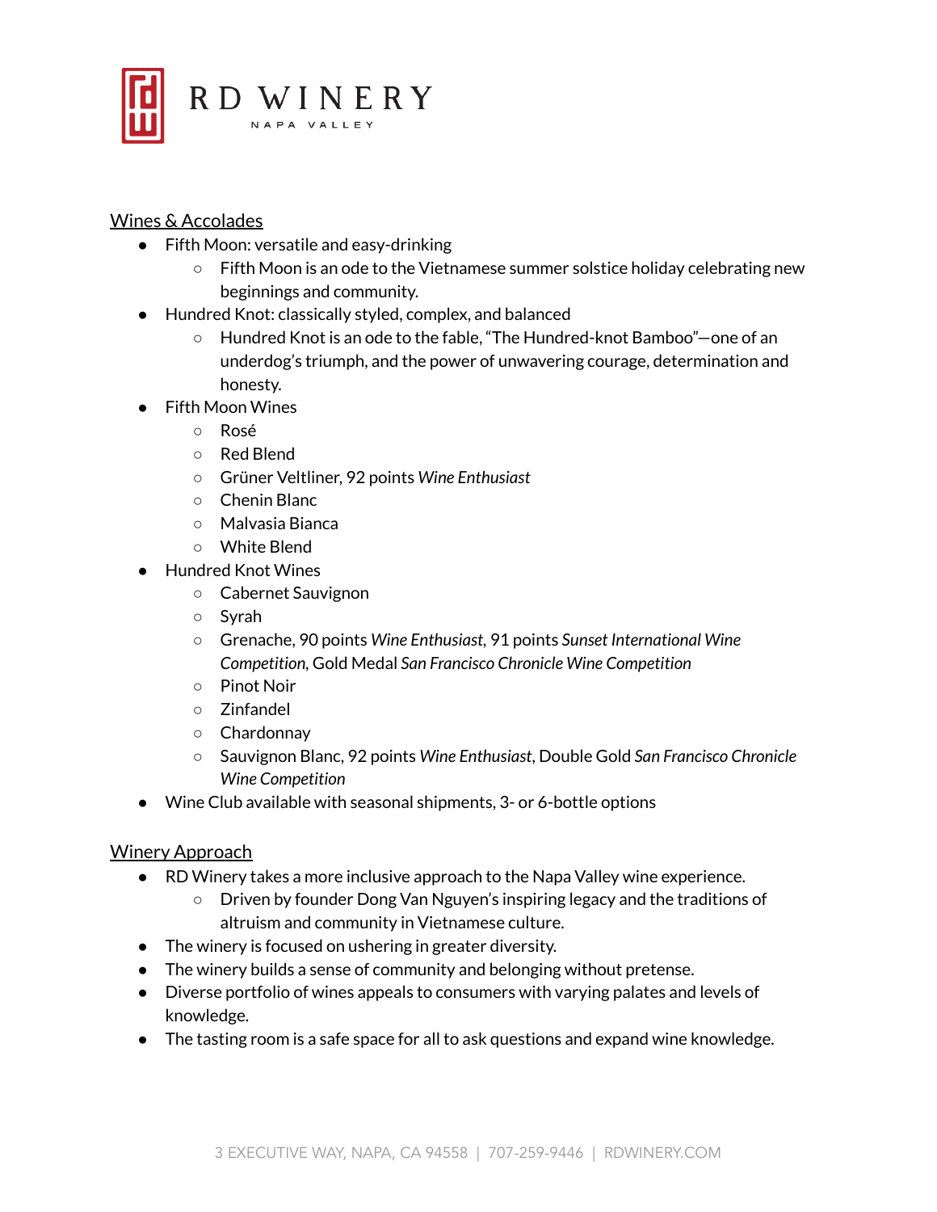RD WINERY

NAPA VALLEY

<u>Wines & Accolades</u>

- Fifth Moon: versatile and easy-drinking
  - Fifth Moon is an ode to the Vietnamese summer solstice holiday celebrating new beginnings and community.
- Hundred Knot: classically styled, complex, and balanced
  - Hundred Knot is an ode to the fable, "The Hundred-knot Bamboo"—one of an underdog's triumph, and the power of unwavering courage, determination and honesty.
- Fifth Moon Wines
  - Rosé
  - Red Blend
  - Grüner Veltliner, 92 points *Wine Enthusiast*
  - Chenin Blanc
  - Malvasia Bianca
  - White Blend
- Hundred Knot Wines
  - Cabernet Sauvignon
  - Syrah
  - Grenache, 90 points *Wine Enthusiast*, 91 points *Sunset International Wine Competition*, Gold Medal *San Francisco Chronicle Wine Competition*
  - Pinot Noir
  - Zinfandel
  - Chardonnay
  - Sauvignon Blanc, 92 points *Wine Enthusiast*, Double Gold *San Francisco Chronicle Wine Competition*
- Wine Club available with seasonal shipments, 3- or 6-bottle options

<u>Winery Approach</u>

- RD Winery takes a more inclusive approach to the Napa Valley wine experience.
  - Driven by founder Dong Van Nguyen's inspiring legacy and the traditions of altruism and community in Vietnamese culture.
- The winery is focused on ushering in greater diversity.
- The winery builds a sense of community and belonging without pretense.
- Diverse portfolio of wines appeals to consumers with varying palates and levels of knowledge.
- The tasting room is a safe space for all to ask questions and expand wine knowledge.

3 EXECUTIVE WAY, NAPA, CA 94558 | 707-259-9446 | RDWINERY.COM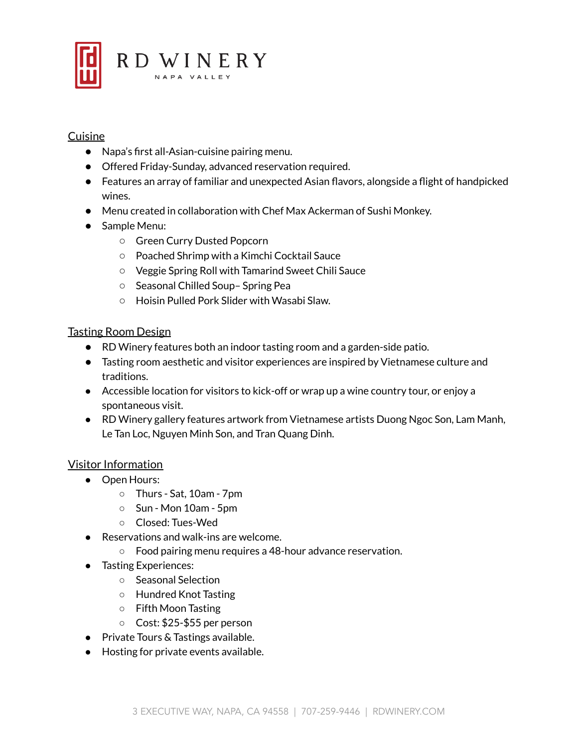# RD WINERY

NAPA VALLEY

## Cuisine

- Napa's first all-Asian-cuisine pairing menu.
- Offered Friday-Sunday, advanced reservation required.
- Features an array of familiar and unexpected Asian flavors, alongside a flight of handpicked wines.
- Menu created in collaboration with Chef Max Ackerman of Sushi Monkey.
- Sample Menu:
  - Green Curry Dusted Popcorn
  - Poached Shrimp with a Kimchi Cocktail Sauce
  - Veggie Spring Roll with Tamarind Sweet Chili Sauce
  - Seasonal Chilled Soup– Spring Pea
  - Hoisin Pulled Pork Slider with Wasabi Slaw.

## Tasting Room Design

- RD Winery features both an indoor tasting room and a garden-side patio.
- Tasting room aesthetic and visitor experiences are inspired by Vietnamese culture and traditions.
- Accessible location for visitors to kick-off or wrap up a wine country tour, or enjoy a spontaneous visit.
- RD Winery gallery features artwork from Vietnamese artists Duong Ngoc Son, Lam Manh, Le Tan Loc, Nguyen Minh Son, and Tran Quang Dinh.

## Visitor Information

- Open Hours:
  - Thurs - Sat, 10am - 7pm
  - Sun - Mon 10am - 5pm
  - Closed: Tues-Wed
- Reservations and walk-ins are welcome.
  - Food pairing menu requires a 48-hour advance reservation.
- Tasting Experiences:
  - Seasonal Selection
  - Hundred Knot Tasting
  - Fifth Moon Tasting
  - Cost: $25-$55 per person
- Private Tours & Tastings available.
- Hosting for private events available.

3 EXECUTIVE WAY, NAPA, CA 94558 | 707-259-9446 | RDWINERY.COM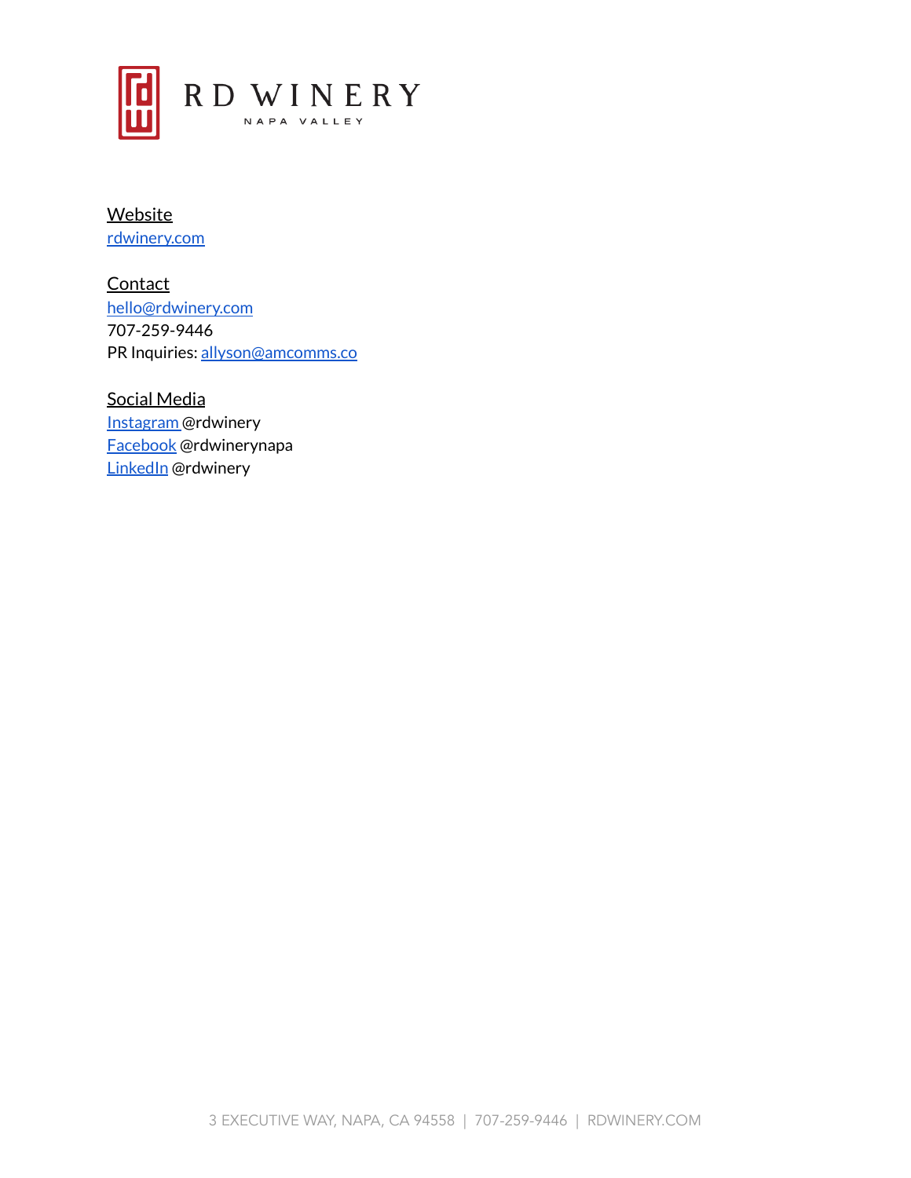RD WINERY
NAPA VALLEY

Website
[rdwinery.com](rdwinery.com)

Contact
[hello@rdwinery.com](mailto:hello@rdwinery.com)
707-259-9446
PR Inquiries: [allyson@amcomms.co](mailto:allyson@amcomms.co)

Social Media
Instagram @rdwinery
Facebook @rdwinerynapa
LinkedIn @rdwinery

3 EXECUTIVE WAY, NAPA, CA 94558 | 707-259-9446 | RDWINERY.COM